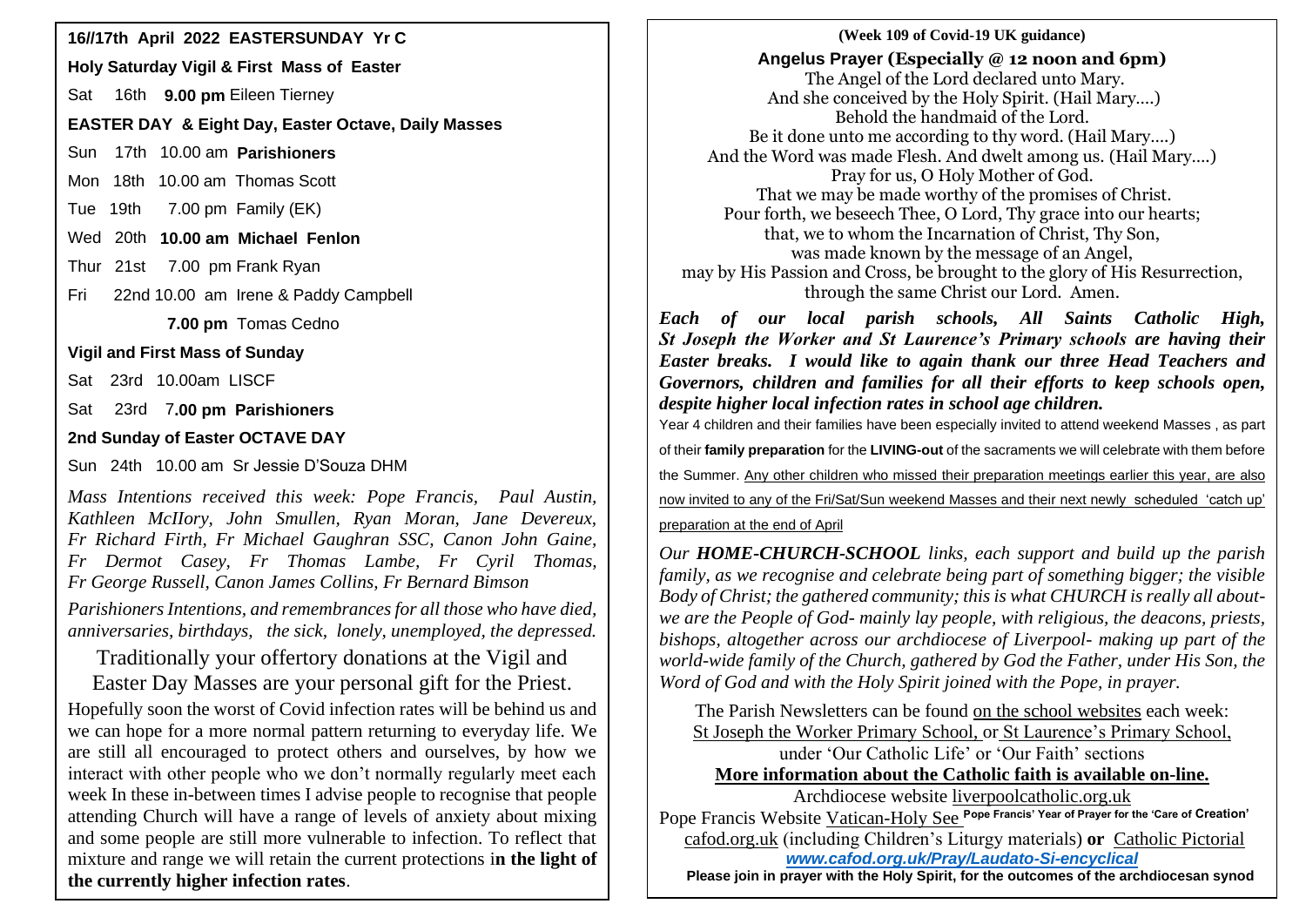**16//17th April 2022 EASTERSUNDAY Yr C**

**Holy Saturday Vigil & First Mass of Easter**

Sat 16th **9.00 pm** Eileen Tierney

**EASTER DAY & Eight Day, Easter Octave, Daily Masses**

Sun 17th 10.00 am **Parishioners**

Mon 18th 10.00 am Thomas Scott

Tue 19th 7.00 pm Family (EK)

Wed 20th **10.00 am Michael Fenlon**

Thur 21st 7.00 pm Frank Ryan

Fri 22nd 10.00 am Irene & Paddy Campbell

**7.00 pm** Tomas Cedno

**Vigil and First Mass of Sunday**

Sat 23rd 10.00am LISCF

Sat 23rd 7**.00 pm Parishioners**

**2nd Sunday of Easter OCTAVE DAY**

Sun 24th 10.00 am Sr Jessie D'Souza DHM

*Mass Intentions received this week: Pope Francis, Paul Austin, Kathleen McIlory, John Smullen, Ryan Moran, Jane Devereux, Fr Richard Firth, Fr Michael Gaughran SSC, Canon John Gaine, Fr Dermot Casey, Fr Thomas Lambe, Fr Cyril Thomas, Fr George Russell, Canon James Collins, Fr Bernard Bimson*

*Parishioners Intentions, and remembrances for all those who have died, anniversaries, birthdays, the sick, lonely, unemployed, the depressed.*

Traditionally your offertory donations at the Vigil and Easter Day Masses are your personal gift for the Priest.

Hopefully soon the worst of Covid infection rates will be behind us and we can hope for a more normal pattern returning to everyday life. We are still all encouraged to protect others and ourselves, by how we interact with other people who we don't normally regularly meet each week In these in-between times I advise people to recognise that people attending Church will have a range of levels of anxiety about mixing and some people are still more vulnerable to infection. To reflect that mixture and range we will retain the current protections i**n the light of the currently higher infection rates**.

**(Week 109 of Covid-19 UK guidance)**

**Angelus Prayer (Especially @ 12 noon and 6pm)**

The Angel of the Lord declared unto Mary.
And she conceived by the Holy Spirit. (Hail Mary....)
Behold the handmaid of the Lord.
Be it done unto me according to thy word. (Hail Mary....)
And the Word was made Flesh. And dwelt among us. (Hail Mary....)
Pray for us, O Holy Mother of God.
That we may be made worthy of the promises of Christ.
Pour forth, we beseech Thee, O Lord, Thy grace into our hearts;
that, we to whom the Incarnation of Christ, Thy Son,
was made known by the message of an Angel,
may by His Passion and Cross, be brought to the glory of His Resurrection,
through the same Christ our Lord. Amen.

***Each of our local parish schools, All Saints Catholic High, St Joseph the Worker and St Laurence's Primary schools are having their Easter breaks. I would like to again thank our three Head Teachers and Governors, children and families for all their efforts to keep schools open, despite higher local infection rates in school age children.***

Year 4 children and their families have been especially invited to attend weekend Masses , as part of their **family preparation** for the **LIVING-out** of the sacraments we will celebrate with them before the Summer. Any other children who missed their preparation meetings earlier this year, are also now invited to any of the Fri/Sat/Sun weekend Masses and their next newly scheduled 'catch up' preparation at the end of April

*Our **HOME-CHURCH-SCHOOL** links, each support and build up the parish family, as we recognise and celebrate being part of something bigger; the visible Body of Christ; the gathered community; this is what CHURCH is really all about- we are the People of God- mainly lay people, with religious, the deacons, priests, bishops, altogether across our archdiocese of Liverpool- making up part of the world-wide family of the Church, gathered by God the Father, under His Son, the Word of God and with the Holy Spirit joined with the Pope, in prayer.*

The Parish Newsletters can be found on the school websites each week:
St Joseph the Worker Primary School, or St Laurence's Primary School,
under 'Our Catholic Life' or 'Our Faith' sections

**More information about the Catholic faith is available on-line.**

Archdiocese website liverpoolcatholic.org.uk

Pope Francis Website Vatican-Holy See **Pope Francis' Year of Prayer for the 'Care of Creation'**

cafod.org.uk (including Children's Liturgy materials) **or** Catholic Pictorial

***www.cafod.org.uk/Pray/Laudato-Si-encyclical***

**Please join in prayer with the Holy Spirit, for the outcomes of the archdiocesan synod**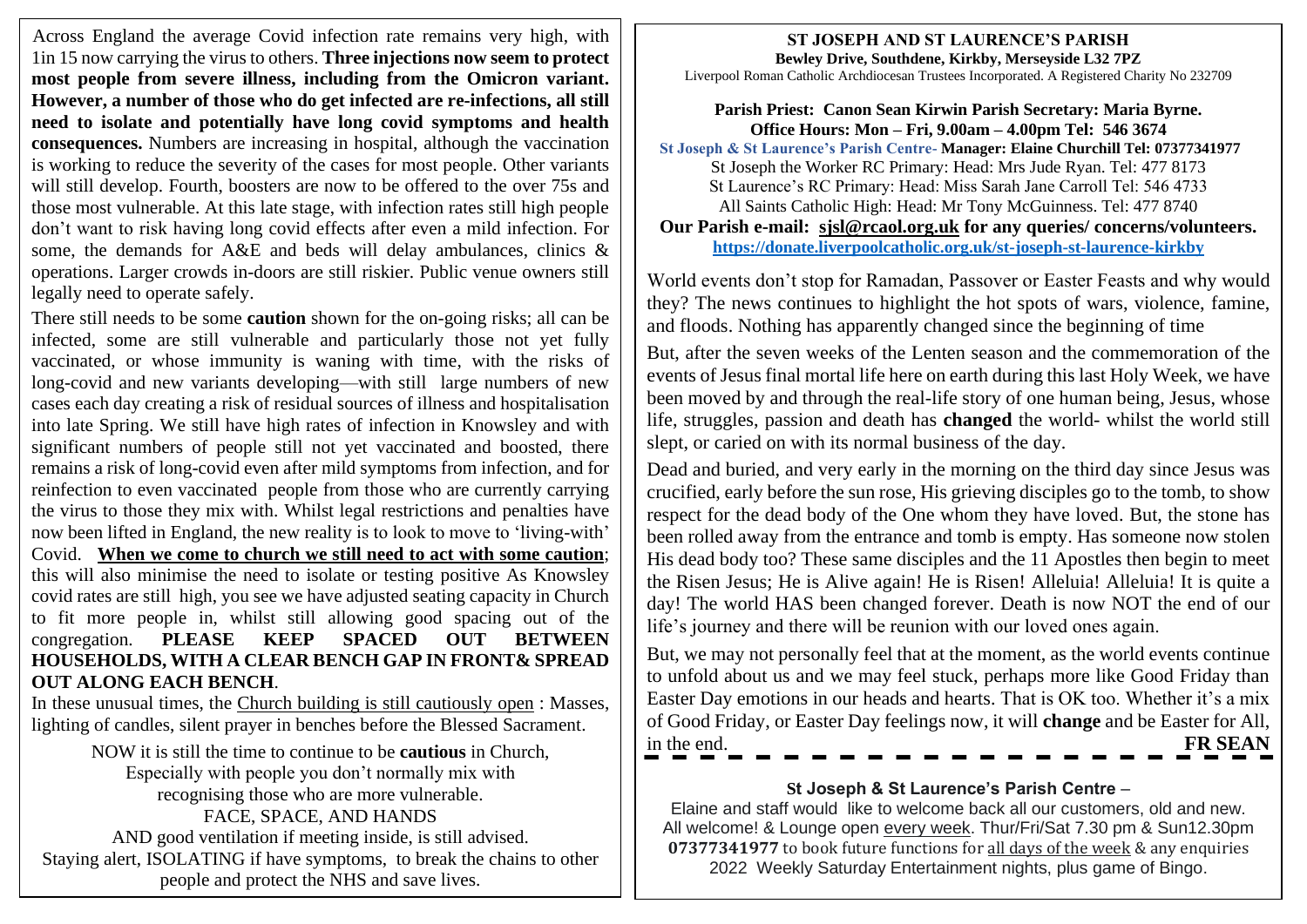Across England the average Covid infection rate remains very high, with 1in 15 now carrying the virus to others. **Three injections now seem to protect most people from severe illness, including from the Omicron variant. However, a number of those who do get infected are re-infections, all still need to isolate and potentially have long covid symptoms and health consequences.** Numbers are increasing in hospital, although the vaccination is working to reduce the severity of the cases for most people. Other variants will still develop. Fourth, boosters are now to be offered to the over 75s and those most vulnerable. At this late stage, with infection rates still high people don't want to risk having long covid effects after even a mild infection. For some, the demands for A&E and beds will delay ambulances, clinics & operations. Larger crowds in-doors are still riskier. Public venue owners still legally need to operate safely.

There still needs to be some **caution** shown for the on-going risks; all can be infected, some are still vulnerable and particularly those not yet fully vaccinated, or whose immunity is waning with time, with the risks of long-covid and new variants developing—with still large numbers of new cases each day creating a risk of residual sources of illness and hospitalisation into late Spring. We still have high rates of infection in Knowsley and with significant numbers of people still not yet vaccinated and boosted, there remains a risk of long-covid even after mild symptoms from infection, and for reinfection to even vaccinated people from those who are currently carrying the virus to those they mix with. Whilst legal restrictions and penalties have now been lifted in England, the new reality is to look to move to 'living-with' Covid. **When we come to church we still need to act with some caution**; this will also minimise the need to isolate or testing positive As Knowsley covid rates are still high, you see we have adjusted seating capacity in Church to fit more people in, whilst still allowing good spacing out of the congregation. **PLEASE KEEP SPACED OUT BETWEEN HOUSEHOLDS, WITH A CLEAR BENCH GAP IN FRONT& SPREAD OUT ALONG EACH BENCH**.

In these unusual times, the Church building is still cautiously open : Masses, lighting of candles, silent prayer in benches before the Blessed Sacrament.

NOW it is still the time to continue to be **cautious** in Church,
Especially with people you don't normally mix with
recognising those who are more vulnerable.
FACE, SPACE, AND HANDS
AND good ventilation if meeting inside, is still advised.
Staying alert, ISOLATING if have symptoms, to break the chains to other people and protect the NHS and save lives.

## ST JOSEPH AND ST LAURENCE'S PARISH

**Bewley Drive, Southdene, Kirkby, Merseyside L32 7PZ**
Liverpool Roman Catholic Archdiocesan Trustees Incorporated. A Registered Charity No 232709

**Parish Priest: Canon Sean Kirwin Parish Secretary: Maria Byrne.**
**Office Hours: Mon – Fri, 9.00am – 4.00pm Tel: 546 3674**
**St Joseph & St Laurence's Parish Centre- Manager: Elaine Churchill Tel: 07377341977**
St Joseph the Worker RC Primary: Head: Mrs Jude Ryan. Tel: 477 8173
St Laurence's RC Primary: Head: Miss Sarah Jane Carroll Tel: 546 4733
All Saints Catholic High: Head: Mr Tony McGuinness. Tel: 477 8740
**Our Parish e-mail: sjsl@rcaol.org.uk for any queries/ concerns/volunteers.**
https://donate.liverpoolcatholic.org.uk/st-joseph-st-laurence-kirkby

World events don't stop for Ramadan, Passover or Easter Feasts and why would they? The news continues to highlight the hot spots of wars, violence, famine, and floods. Nothing has apparently changed since the beginning of time

But, after the seven weeks of the Lenten season and the commemoration of the events of Jesus final mortal life here on earth during this last Holy Week, we have been moved by and through the real-life story of one human being, Jesus, whose life, struggles, passion and death has **changed** the world- whilst the world still slept, or caried on with its normal business of the day.

Dead and buried, and very early in the morning on the third day since Jesus was crucified, early before the sun rose, His grieving disciples go to the tomb, to show respect for the dead body of the One whom they have loved. But, the stone has been rolled away from the entrance and tomb is empty. Has someone now stolen His dead body too? These same disciples and the 11 Apostles then begin to meet the Risen Jesus; He is Alive again! He is Risen! Alleluia! Alleluia! It is quite a day! The world HAS been changed forever. Death is now NOT the end of our life's journey and there will be reunion with our loved ones again.

But, we may not personally feel that at the moment, as the world events continue to unfold about us and we may feel stuck, perhaps more like Good Friday than Easter Day emotions in our heads and hearts. That is OK too. Whether it's a mix of Good Friday, or Easter Day feelings now, it will **change** and be Easter for All, in the end. **FR SEAN**

**St Joseph & St Laurence's Parish Centre** –

Elaine and staff would like to welcome back all our customers, old and new. All welcome! & Lounge open every week. Thur/Fri/Sat 7.30 pm & Sun12.30pm
**07377341977** to book future functions for all days of the week & any enquiries
2022 Weekly Saturday Entertainment nights, plus game of Bingo.